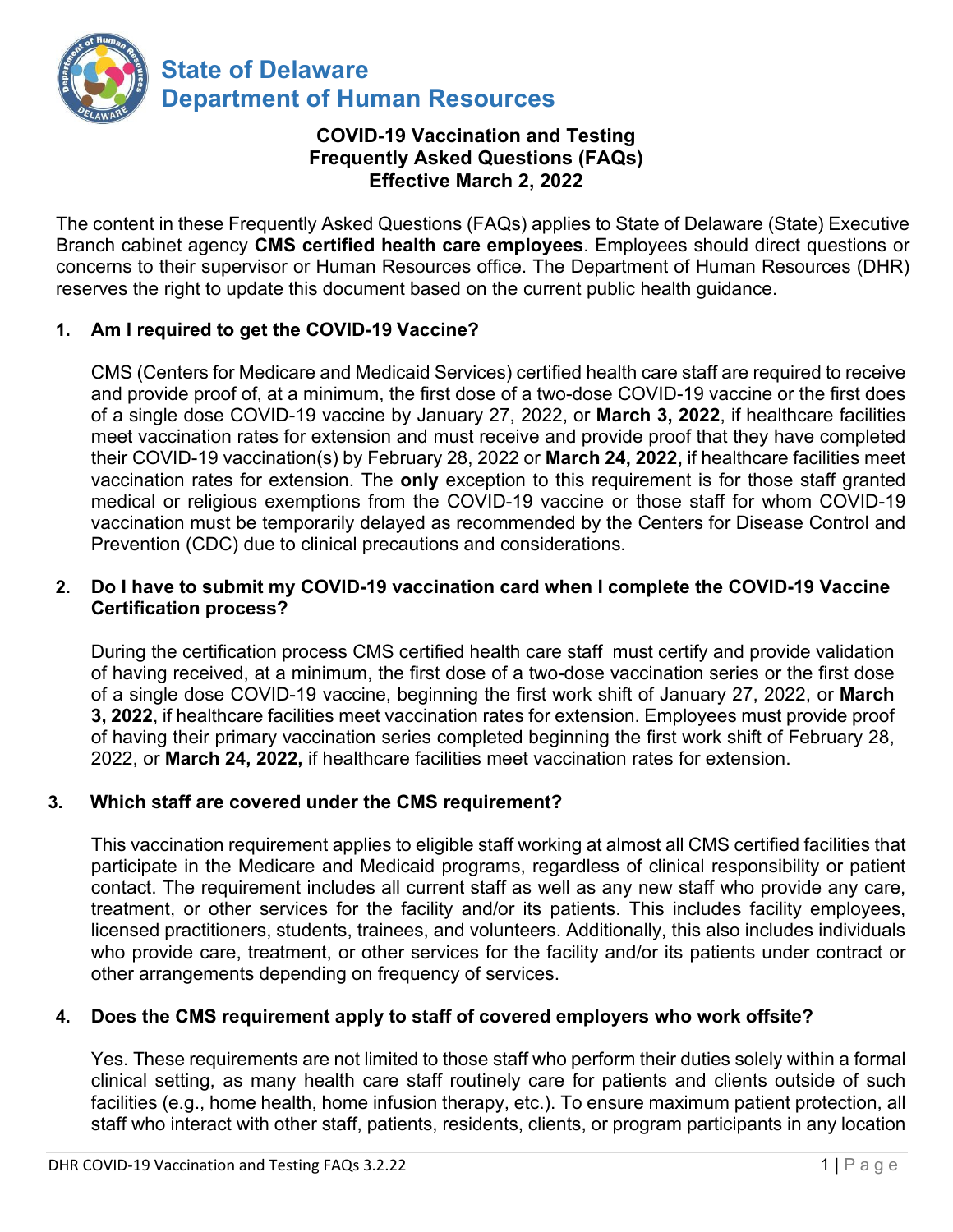# State of Delaware
# Department of Human Resources

## COVID-19 Vaccination and Testing Frequently Asked Questions (FAQs) Effective March 2, 2022

The content in these Frequently Asked Questions (FAQs) applies to State of Delaware (State) Executive Branch cabinet agency **CMS certified health care employees**. Employees should direct questions or concerns to their supervisor or Human Resources office. The Department of Human Resources (DHR) reserves the right to update this document based on the current public health guidance.

1. **Am I required to get the COVID-19 Vaccine?**

   CMS (Centers for Medicare and Medicaid Services) certified health care staff are required to receive and provide proof of, at a minimum, the first dose of a two-dose COVID-19 vaccine or the first does of a single dose COVID-19 vaccine by January 27, 2022, or **March 3, 2022**, if healthcare facilities meet vaccination rates for extension and must receive and provide proof that they have completed their COVID-19 vaccination(s) by February 28, 2022 or **March 24, 2022,** if healthcare facilities meet vaccination rates for extension. The **only** exception to this requirement is for those staff granted medical or religious exemptions from the COVID-19 vaccine or those staff for whom COVID-19 vaccination must be temporarily delayed as recommended by the Centers for Disease Control and Prevention (CDC) due to clinical precautions and considerations.

2. **Do I have to submit my COVID-19 vaccination card when I complete the COVID-19 Vaccine Certification process?**

   During the certification process CMS certified health care staff must certify and provide validation of having received, at a minimum, the first dose of a two-dose vaccination series or the first dose of a single dose COVID-19 vaccine, beginning the first work shift of January 27, 2022, or **March 3, 2022**, if healthcare facilities meet vaccination rates for extension. Employees must provide proof of having their primary vaccination series completed beginning the first work shift of February 28, 2022, or **March 24, 2022,** if healthcare facilities meet vaccination rates for extension.

3. **Which staff are covered under the CMS requirement?**

   This vaccination requirement applies to eligible staff working at almost all CMS certified facilities that participate in the Medicare and Medicaid programs, regardless of clinical responsibility or patient contact. The requirement includes all current staff as well as any new staff who provide any care, treatment, or other services for the facility and/or its patients. This includes facility employees, licensed practitioners, students, trainees, and volunteers. Additionally, this also includes individuals who provide care, treatment, or other services for the facility and/or its patients under contract or other arrangements depending on frequency of services.

4. **Does the CMS requirement apply to staff of covered employers who work offsite?**

   Yes. These requirements are not limited to those staff who perform their duties solely within a formal clinical setting, as many health care staff routinely care for patients and clients outside of such facilities (e.g., home health, home infusion therapy, etc.). To ensure maximum patient protection, all staff who interact with other staff, patients, residents, clients, or program participants in any location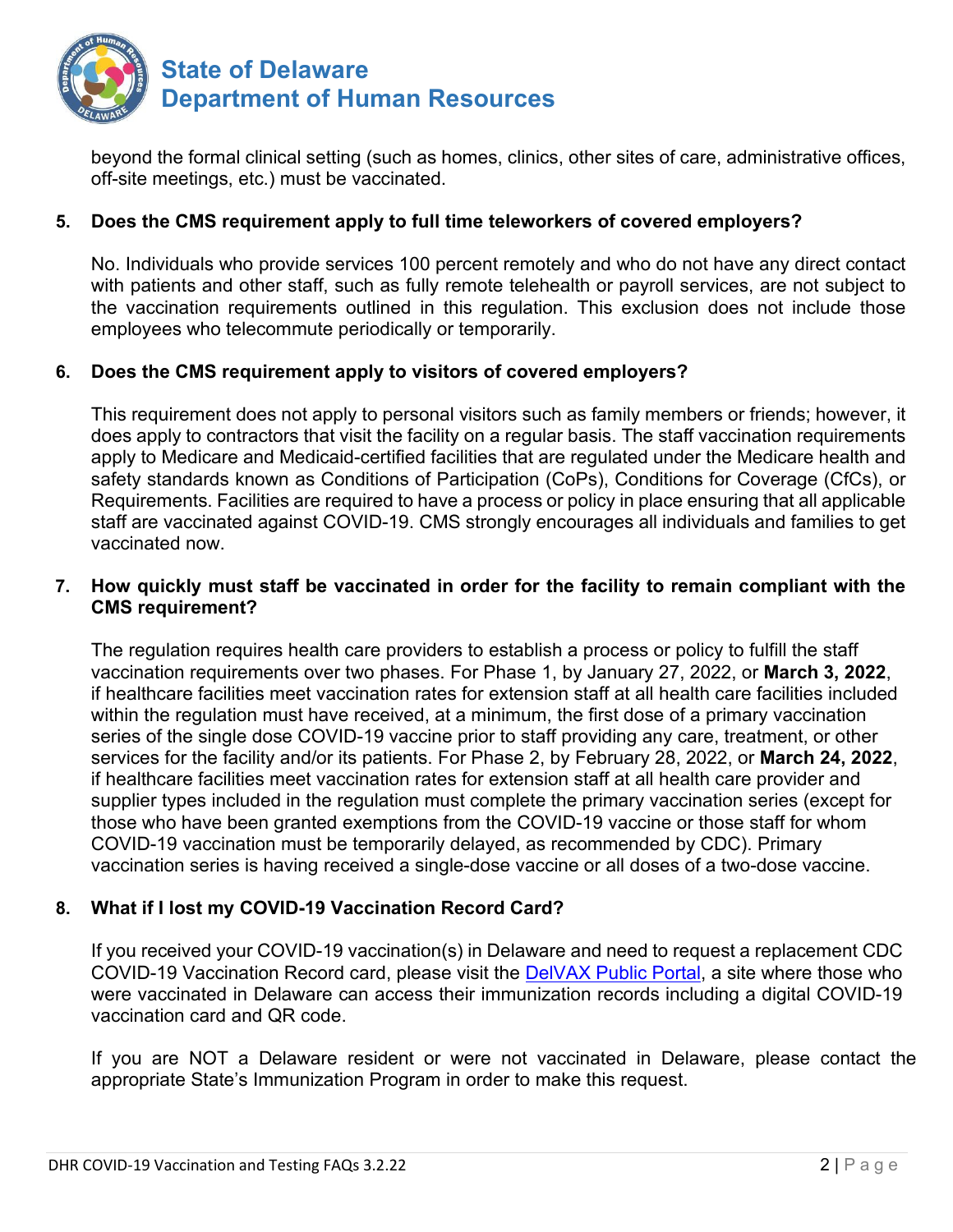beyond the formal clinical setting (such as homes, clinics, other sites of care, administrative offices, off-site meetings, etc.) must be vaccinated.

5. **Does the CMS requirement apply to full time teleworkers of covered employers?**

   No. Individuals who provide services 100 percent remotely and who do not have any direct contact with patients and other staff, such as fully remote telehealth or payroll services, are not subject to the vaccination requirements outlined in this regulation. This exclusion does not include those employees who telecommute periodically or temporarily.

6. **Does the CMS requirement apply to visitors of covered employers?**

   This requirement does not apply to personal visitors such as family members or friends; however, it does apply to contractors that visit the facility on a regular basis. The staff vaccination requirements apply to Medicare and Medicaid-certified facilities that are regulated under the Medicare health and safety standards known as Conditions of Participation (CoPs), Conditions for Coverage (CfCs), or Requirements. Facilities are required to have a process or policy in place ensuring that all applicable staff are vaccinated against COVID-19. CMS strongly encourages all individuals and families to get vaccinated now.

7. **How quickly must staff be vaccinated in order for the facility to remain compliant with the CMS requirement?**

   The regulation requires health care providers to establish a process or policy to fulfill the staff vaccination requirements over two phases. For Phase 1, by January 27, 2022, or **March 3, 2022**, if healthcare facilities meet vaccination rates for extension staff at all health care facilities included within the regulation must have received, at a minimum, the first dose of a primary vaccination series of the single dose COVID-19 vaccine prior to staff providing any care, treatment, or other services for the facility and/or its patients. For Phase 2, by February 28, 2022, or **March 24, 2022**, if healthcare facilities meet vaccination rates for extension staff at all health care provider and supplier types included in the regulation must complete the primary vaccination series (except for those who have been granted exemptions from the COVID-19 vaccine or those staff for whom COVID-19 vaccination must be temporarily delayed, as recommended by CDC). Primary vaccination series is having received a single-dose vaccine or all doses of a two-dose vaccine.

8. **What if I lost my COVID-19 Vaccination Record Card?**

   If you received your COVID-19 vaccination(s) in Delaware and need to request a replacement CDC COVID-19 Vaccination Record card, please visit the DelVAX Public Portal, a site where those who were vaccinated in Delaware can access their immunization records including a digital COVID-19 vaccination card and QR code.

   If you are NOT a Delaware resident or were not vaccinated in Delaware, please contact the appropriate State's Immunization Program in order to make this request.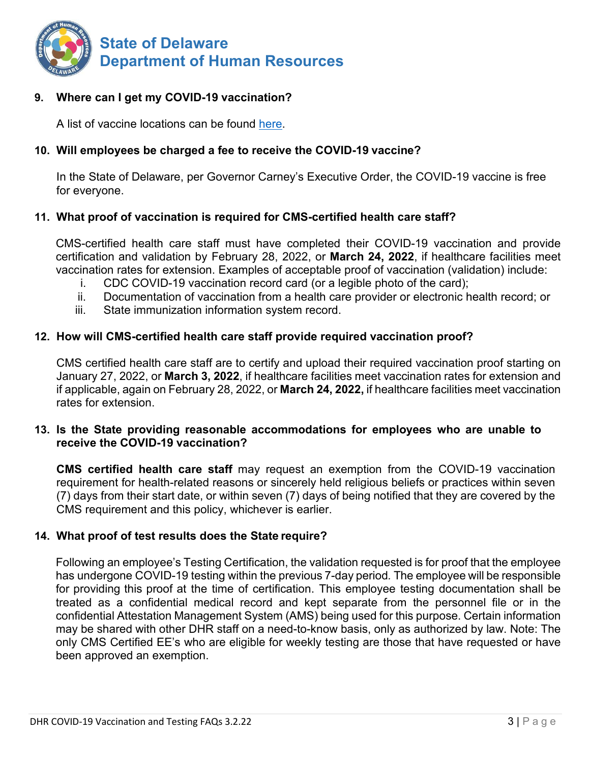**9. Where can I get my COVID-19 vaccination?**

A list of vaccine locations can be found here.

**10. Will employees be charged a fee to receive the COVID-19 vaccine?**

In the State of Delaware, per Governor Carney's Executive Order, the COVID-19 vaccine is free for everyone.

**11. What proof of vaccination is required for CMS-certified health care staff?**

CMS-certified health care staff must have completed their COVID-19 vaccination and provide certification and validation by February 28, 2022, or **March 24, 2022**, if healthcare facilities meet vaccination rates for extension. Examples of acceptable proof of vaccination (validation) include:

i. CDC COVID-19 vaccination record card (or a legible photo of the card);
ii. Documentation of vaccination from a health care provider or electronic health record; or
iii. State immunization information system record.

**12. How will CMS-certified health care staff provide required vaccination proof?**

CMS certified health care staff are to certify and upload their required vaccination proof starting on January 27, 2022, or **March 3, 2022**, if healthcare facilities meet vaccination rates for extension and if applicable, again on February 28, 2022, or **March 24, 2022,** if healthcare facilities meet vaccination rates for extension.

**13. Is the State providing reasonable accommodations for employees who are unable to receive the COVID-19 vaccination?**

**CMS certified health care staff** may request an exemption from the COVID-19 vaccination requirement for health-related reasons or sincerely held religious beliefs or practices within seven (7) days from their start date, or within seven (7) days of being notified that they are covered by the CMS requirement and this policy, whichever is earlier.

**14. What proof of test results does the State require?**

Following an employee's Testing Certification, the validation requested is for proof that the employee has undergone COVID-19 testing within the previous 7-day period. The employee will be responsible for providing this proof at the time of certification. This employee testing documentation shall be treated as a confidential medical record and kept separate from the personnel file or in the confidential Attestation Management System (AMS) being used for this purpose. Certain information may be shared with other DHR staff on a need-to-know basis, only as authorized by law. Note: The only CMS Certified EE's who are eligible for weekly testing are those that have requested or have been approved an exemption.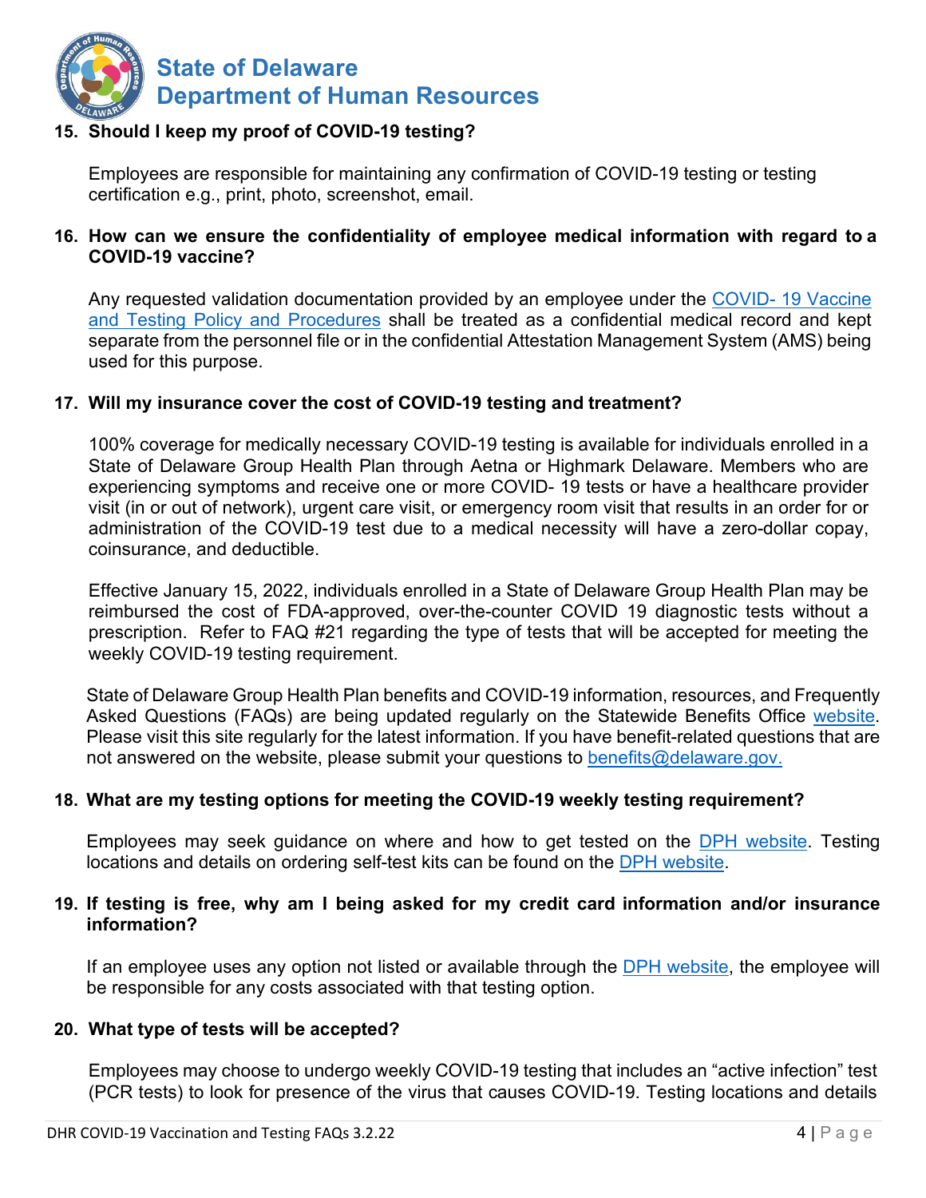**15. Should I keep my proof of COVID-19 testing?**

Employees are responsible for maintaining any confirmation of COVID-19 testing or testing certification e.g., print, photo, screenshot, email.

**16. How can we ensure the confidentiality of employee medical information with regard to a COVID-19 vaccine?**

Any requested validation documentation provided by an employee under the [COVID- 19 Vaccine and Testing Policy and Procedures](#) shall be treated as a confidential medical record and kept separate from the personnel file or in the confidential Attestation Management System (AMS) being used for this purpose.

**17. Will my insurance cover the cost of COVID-19 testing and treatment?**

100% coverage for medically necessary COVID-19 testing is available for individuals enrolled in a State of Delaware Group Health Plan through Aetna or Highmark Delaware. Members who are experiencing symptoms and receive one or more COVID- 19 tests or have a healthcare provider visit (in or out of network), urgent care visit, or emergency room visit that results in an order for or administration of the COVID-19 test due to a medical necessity will have a zero-dollar copay, coinsurance, and deductible.

Effective January 15, 2022, individuals enrolled in a State of Delaware Group Health Plan may be reimbursed the cost of FDA-approved, over-the-counter COVID 19 diagnostic tests without a prescription. Refer to FAQ #21 regarding the type of tests that will be accepted for meeting the weekly COVID-19 testing requirement.

State of Delaware Group Health Plan benefits and COVID-19 information, resources, and Frequently Asked Questions (FAQs) are being updated regularly on the Statewide Benefits Office [website](#). Please visit this site regularly for the latest information. If you have benefit-related questions that are not answered on the website, please submit your questions to benefits@delaware.gov.

**18. What are my testing options for meeting the COVID-19 weekly testing requirement?**

Employees may seek guidance on where and how to get tested on the [DPH website](#). Testing locations and details on ordering self-test kits can be found on the [DPH website](#).

**19. If testing is free, why am I being asked for my credit card information and/or insurance information?**

If an employee uses any option not listed or available through the [DPH website](#), the employee will be responsible for any costs associated with that testing option.

**20. What type of tests will be accepted?**

Employees may choose to undergo weekly COVID-19 testing that includes an "active infection" test (PCR tests) to look for presence of the virus that causes COVID-19. Testing locations and details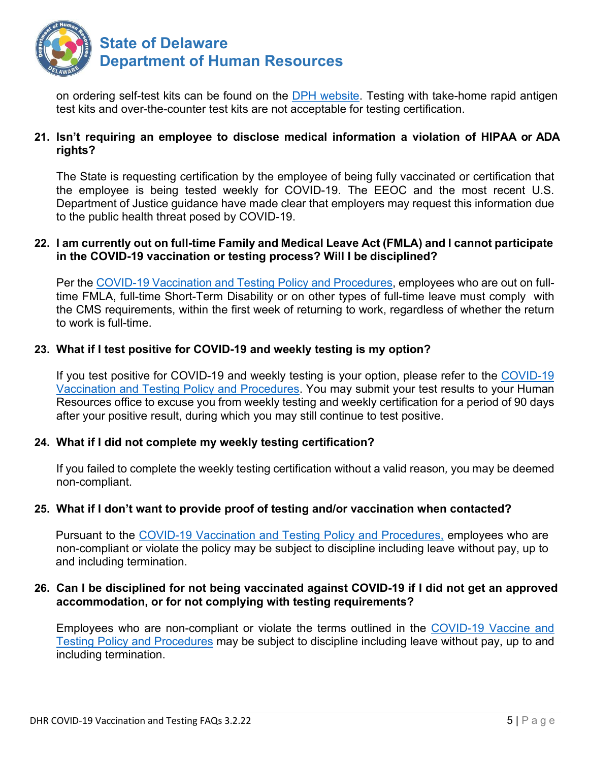on ordering self-test kits can be found on the DPH website. Testing with take-home rapid antigen test kits and over-the-counter test kits are not acceptable for testing certification.

**21. Isn't requiring an employee to disclose medical information a violation of HIPAA or ADA rights?**

The State is requesting certification by the employee of being fully vaccinated or certification that the employee is being tested weekly for COVID-19. The EEOC and the most recent U.S. Department of Justice guidance have made clear that employers may request this information due to the public health threat posed by COVID-19.

**22. I am currently out on full-time Family and Medical Leave Act (FMLA) and I cannot participate in the COVID-19 vaccination or testing process? Will I be disciplined?**

Per the COVID-19 Vaccination and Testing Policy and Procedures, employees who are out on full-time FMLA, full-time Short-Term Disability or on other types of full-time leave must comply with the CMS requirements, within the first week of returning to work, regardless of whether the return to work is full-time.

**23. What if I test positive for COVID-19 and weekly testing is my option?**

If you test positive for COVID-19 and weekly testing is your option, please refer to the COVID-19 Vaccination and Testing Policy and Procedures. You may submit your test results to your Human Resources office to excuse you from weekly testing and weekly certification for a period of 90 days after your positive result, during which you may still continue to test positive.

**24. What if I did not complete my weekly testing certification?**

If you failed to complete the weekly testing certification without a valid reason, you may be deemed non-compliant.

**25. What if I don't want to provide proof of testing and/or vaccination when contacted?**

Pursuant to the COVID-19 Vaccination and Testing Policy and Procedures, employees who are non-compliant or violate the policy may be subject to discipline including leave without pay, up to and including termination.

**26. Can I be disciplined for not being vaccinated against COVID-19 if I did not get an approved accommodation, or for not complying with testing requirements?**

Employees who are non-compliant or violate the terms outlined in the COVID-19 Vaccine and Testing Policy and Procedures may be subject to discipline including leave without pay, up to and including termination.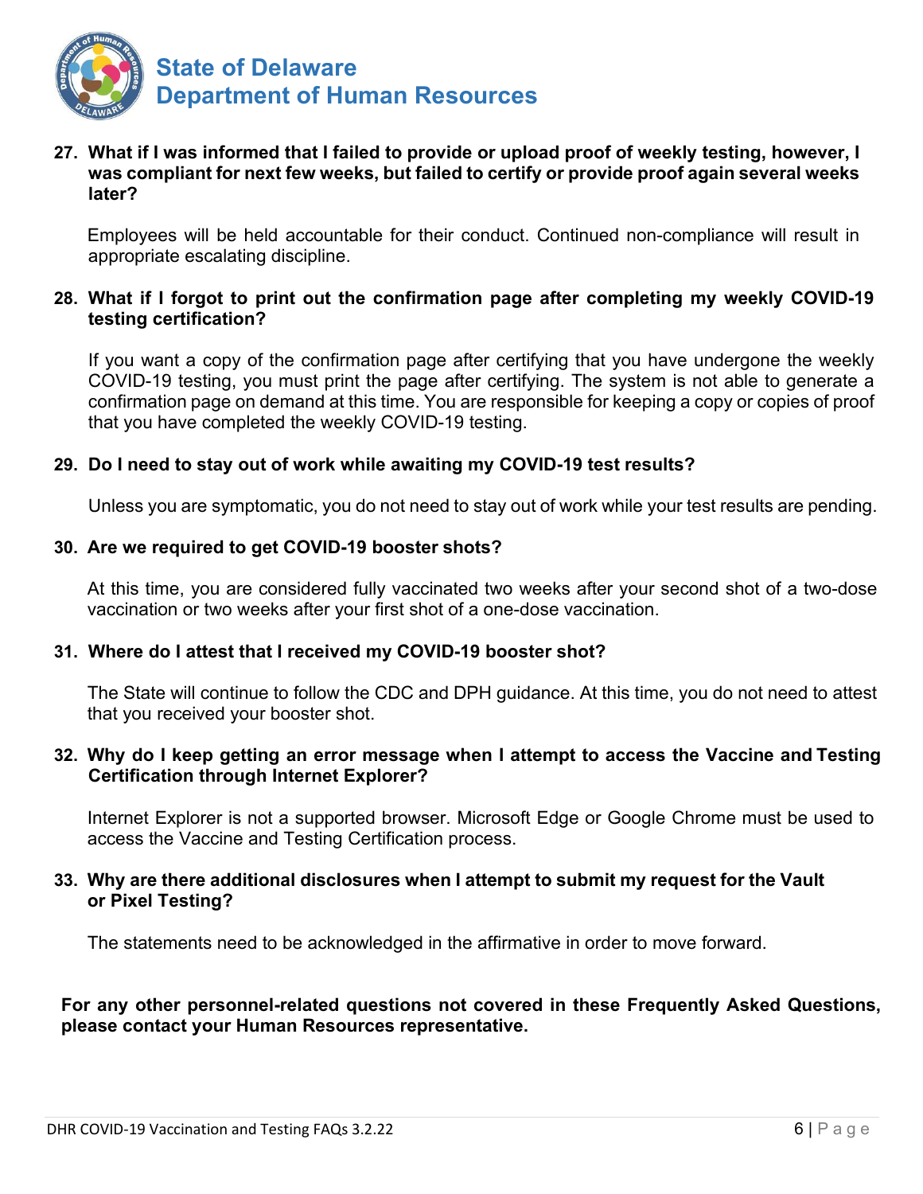**27. What if I was informed that I failed to provide or upload proof of weekly testing, however, I was compliant for next few weeks, but failed to certify or provide proof again several weeks later?**

Employees will be held accountable for their conduct. Continued non-compliance will result in appropriate escalating discipline.

**28. What if I forgot to print out the confirmation page after completing my weekly COVID-19 testing certification?**

If you want a copy of the confirmation page after certifying that you have undergone the weekly COVID-19 testing, you must print the page after certifying. The system is not able to generate a confirmation page on demand at this time. You are responsible for keeping a copy or copies of proof that you have completed the weekly COVID-19 testing.

**29. Do I need to stay out of work while awaiting my COVID-19 test results?**

Unless you are symptomatic, you do not need to stay out of work while your test results are pending.

**30. Are we required to get COVID-19 booster shots?**

At this time, you are considered fully vaccinated two weeks after your second shot of a two-dose vaccination or two weeks after your first shot of a one-dose vaccination.

**31. Where do I attest that I received my COVID-19 booster shot?**

The State will continue to follow the CDC and DPH guidance. At this time, you do not need to attest that you received your booster shot.

**32. Why do I keep getting an error message when I attempt to access the Vaccine and Testing Certification through Internet Explorer?**

Internet Explorer is not a supported browser. Microsoft Edge or Google Chrome must be used to access the Vaccine and Testing Certification process.

**33. Why are there additional disclosures when I attempt to submit my request for the Vault or Pixel Testing?**

The statements need to be acknowledged in the affirmative in order to move forward.

**For any other personnel-related questions not covered in these Frequently Asked Questions, please contact your Human Resources representative.**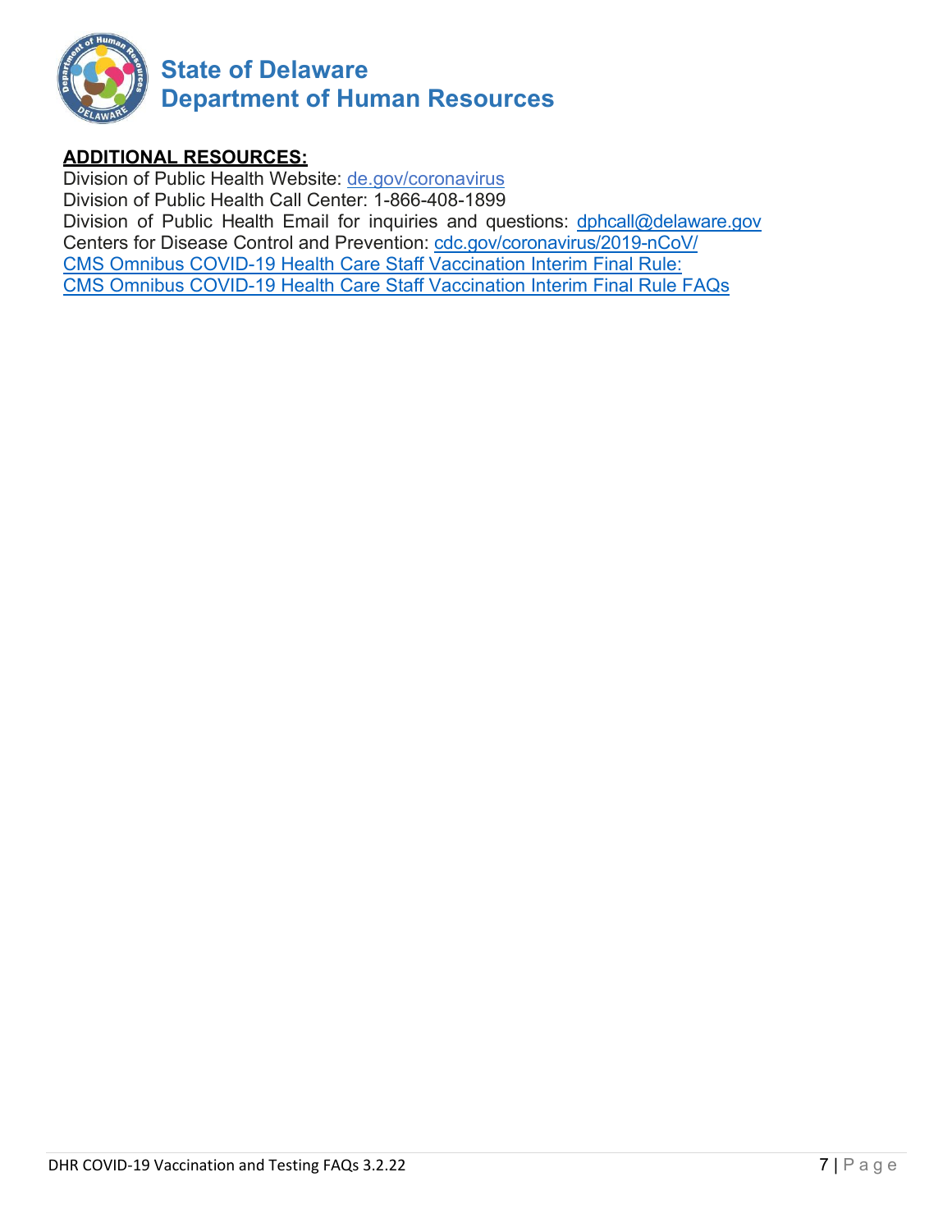**ADDITIONAL RESOURCES:**

Division of Public Health Website: de.gov/coronavirus
Division of Public Health Call Center: 1-866-408-1899
Division of Public Health Email for inquiries and questions: dphcall@delaware.gov
Centers for Disease Control and Prevention: cdc.gov/coronavirus/2019-nCoV/
CMS Omnibus COVID-19 Health Care Staff Vaccination Interim Final Rule:
CMS Omnibus COVID-19 Health Care Staff Vaccination Interim Final Rule FAQs